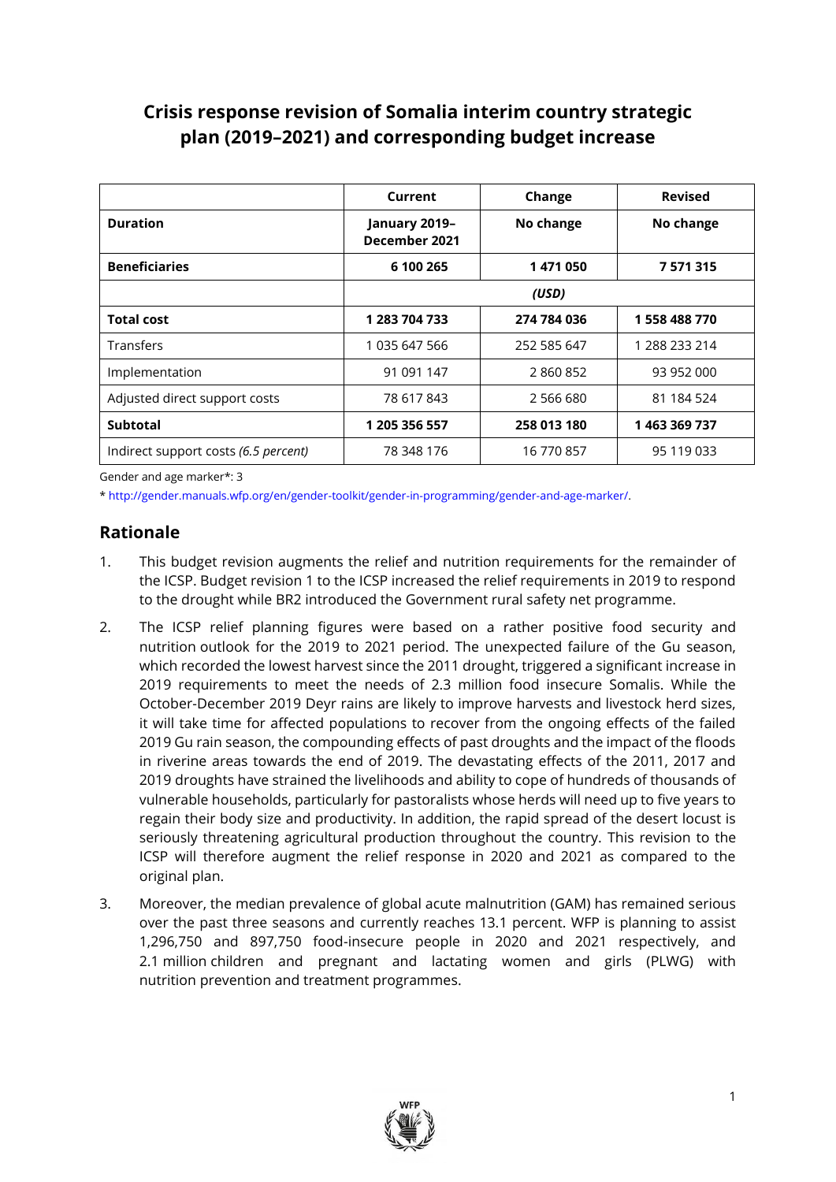# Crisis response revision of Somalia interim country strategic plan (2019–2021) and corresponding budget increase

| | Current | Change | Revised |
|---|---|---|---|
| **Duration** | **January 2019–December 2021** | **No change** | **No change** |
| **Beneficiaries** | **6 100 265** | **1 471 050** | **7 571 315** |
| | ***(USD)*** | | |
| **Total cost** | **1 283 704 733** | **274 784 036** | **1 558 488 770** |
| Transfers | 1 035 647 566 | 252 585 647 | 1 288 233 214 |
| Implementation | 91 091 147 | 2 860 852 | 93 952 000 |
| Adjusted direct support costs | 78 617 843 | 2 566 680 | 81 184 524 |
| **Subtotal** | **1 205 356 557** | **258 013 180** | **1 463 369 737** |
| Indirect support costs *(6.5 percent)* | 78 348 176 | 16 770 857 | 95 119 033 |

Gender and age marker*: 3

* http://gender.manuals.wfp.org/en/gender-toolkit/gender-in-programming/gender-and-age-marker/.

## Rationale

1. This budget revision augments the relief and nutrition requirements for the remainder of the ICSP. Budget revision 1 to the ICSP increased the relief requirements in 2019 to respond to the drought while BR2 introduced the Government rural safety net programme.

2. The ICSP relief planning figures were based on a rather positive food security and nutrition outlook for the 2019 to 2021 period. The unexpected failure of the Gu season, which recorded the lowest harvest since the 2011 drought, triggered a significant increase in 2019 requirements to meet the needs of 2.3 million food insecure Somalis. While the October-December 2019 Deyr rains are likely to improve harvests and livestock herd sizes, it will take time for affected populations to recover from the ongoing effects of the failed 2019 Gu rain season, the compounding effects of past droughts and the impact of the floods in riverine areas towards the end of 2019. The devastating effects of the 2011, 2017 and 2019 droughts have strained the livelihoods and ability to cope of hundreds of thousands of vulnerable households, particularly for pastoralists whose herds will need up to five years to regain their body size and productivity. In addition, the rapid spread of the desert locust is seriously threatening agricultural production throughout the country. This revision to the ICSP will therefore augment the relief response in 2020 and 2021 as compared to the original plan.

3. Moreover, the median prevalence of global acute malnutrition (GAM) has remained serious over the past three seasons and currently reaches 13.1 percent. WFP is planning to assist 1,296,750 and 897,750 food-insecure people in 2020 and 2021 respectively, and 2.1 million children and pregnant and lactating women and girls (PLWG) with nutrition prevention and treatment programmes.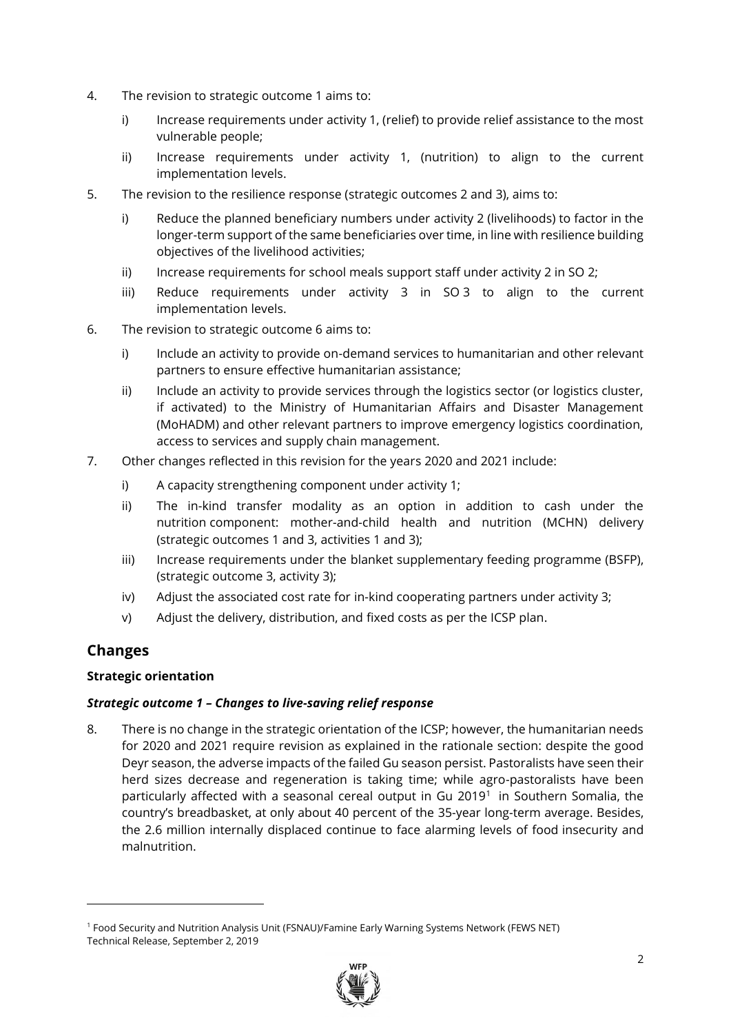4. The revision to strategic outcome 1 aims to:

   i) Increase requirements under activity 1, (relief) to provide relief assistance to the most vulnerable people;

   ii) Increase requirements under activity 1, (nutrition) to align to the current implementation levels.

5. The revision to the resilience response (strategic outcomes 2 and 3), aims to:

   i) Reduce the planned beneficiary numbers under activity 2 (livelihoods) to factor in the longer-term support of the same beneficiaries over time, in line with resilience building objectives of the livelihood activities;

   ii) Increase requirements for school meals support staff under activity 2 in SO 2;

   iii) Reduce requirements under activity 3 in SO 3 to align to the current implementation levels.

6. The revision to strategic outcome 6 aims to:

   i) Include an activity to provide on-demand services to humanitarian and other relevant partners to ensure effective humanitarian assistance;

   ii) Include an activity to provide services through the logistics sector (or logistics cluster, if activated) to the Ministry of Humanitarian Affairs and Disaster Management (MoHADM) and other relevant partners to improve emergency logistics coordination, access to services and supply chain management.

7. Other changes reflected in this revision for the years 2020 and 2021 include:

   i) A capacity strengthening component under activity 1;

   ii) The in-kind transfer modality as an option in addition to cash under the nutrition component: mother-and-child health and nutrition (MCHN) delivery (strategic outcomes 1 and 3, activities 1 and 3);

   iii) Increase requirements under the blanket supplementary feeding programme (BSFP), (strategic outcome 3, activity 3);

   iv) Adjust the associated cost rate for in-kind cooperating partners under activity 3;

   v) Adjust the delivery, distribution, and fixed costs as per the ICSP plan.

## Changes

### Strategic orientation

#### *Strategic outcome 1 – Changes to live-saving relief response*

8. There is no change in the strategic orientation of the ICSP; however, the humanitarian needs for 2020 and 2021 require revision as explained in the rationale section: despite the good Deyr season, the adverse impacts of the failed Gu season persist. Pastoralists have seen their herd sizes decrease and regeneration is taking time; while agro-pastoralists have been particularly affected with a seasonal cereal output in Gu 2019[1] in Southern Somalia, the country's breadbasket, at only about 40 percent of the 35-year long-term average. Besides, the 2.6 million internally displaced continue to face alarming levels of food insecurity and malnutrition.

[1] Food Security and Nutrition Analysis Unit (FSNAU)/Famine Early Warning Systems Network (FEWS NET) Technical Release, September 2, 2019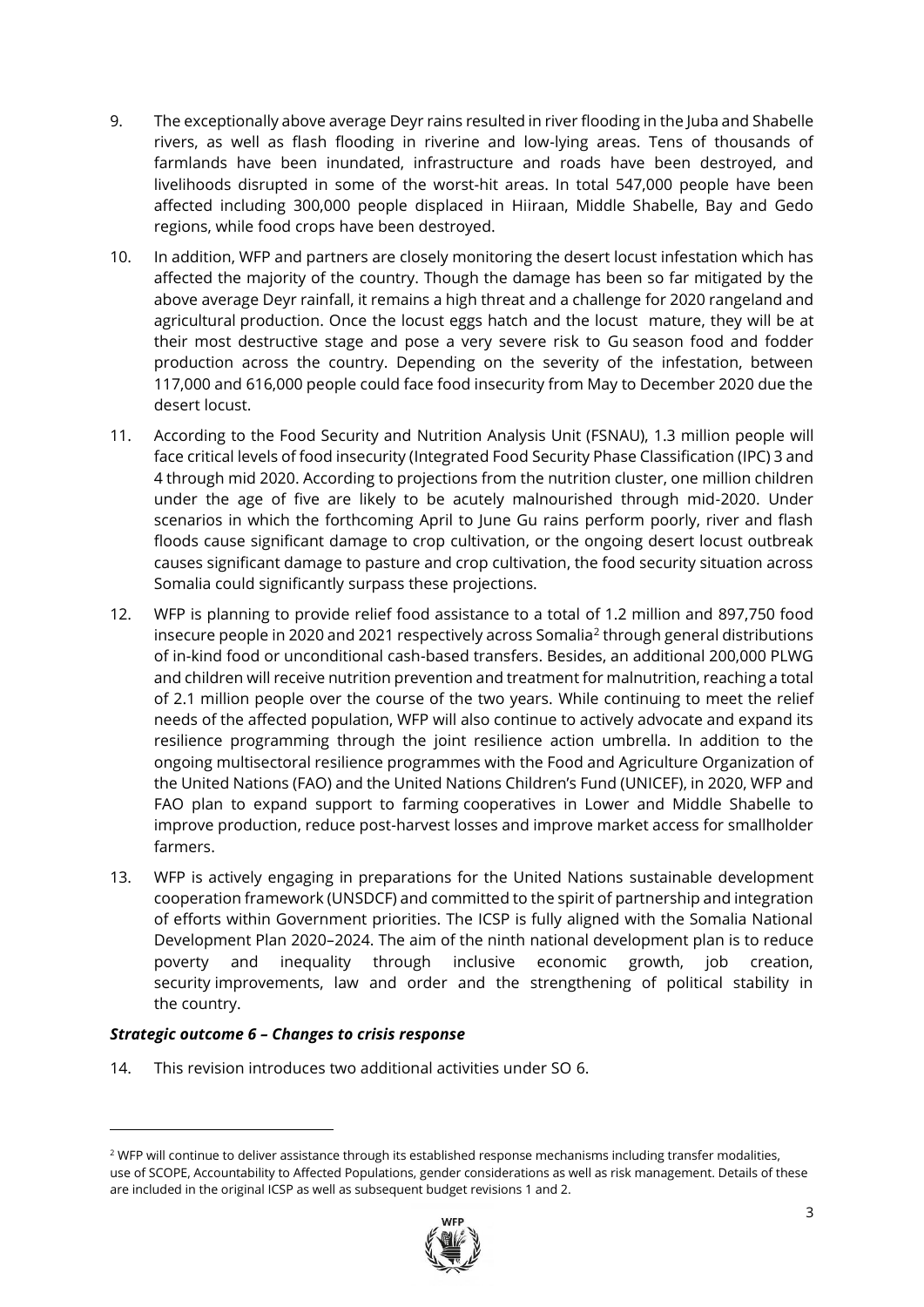9. The exceptionally above average Deyr rains resulted in river flooding in the Juba and Shabelle rivers, as well as flash flooding in riverine and low-lying areas. Tens of thousands of farmlands have been inundated, infrastructure and roads have been destroyed, and livelihoods disrupted in some of the worst-hit areas. In total 547,000 people have been affected including 300,000 people displaced in Hiiraan, Middle Shabelle, Bay and Gedo regions, while food crops have been destroyed.

10. In addition, WFP and partners are closely monitoring the desert locust infestation which has affected the majority of the country. Though the damage has been so far mitigated by the above average Deyr rainfall, it remains a high threat and a challenge for 2020 rangeland and agricultural production. Once the locust eggs hatch and the locust mature, they will be at their most destructive stage and pose a very severe risk to Gu season food and fodder production across the country. Depending on the severity of the infestation, between 117,000 and 616,000 people could face food insecurity from May to December 2020 due the desert locust.

11. According to the Food Security and Nutrition Analysis Unit (FSNAU), 1.3 million people will face critical levels of food insecurity (Integrated Food Security Phase Classification (IPC) 3 and 4 through mid 2020. According to projections from the nutrition cluster, one million children under the age of five are likely to be acutely malnourished through mid-2020. Under scenarios in which the forthcoming April to June Gu rains perform poorly, river and flash floods cause significant damage to crop cultivation, or the ongoing desert locust outbreak causes significant damage to pasture and crop cultivation, the food security situation across Somalia could significantly surpass these projections.

12. WFP is planning to provide relief food assistance to a total of 1.2 million and 897,750 food insecure people in 2020 and 2021 respectively across Somalia[2] through general distributions of in-kind food or unconditional cash-based transfers. Besides, an additional 200,000 PLWG and children will receive nutrition prevention and treatment for malnutrition, reaching a total of 2.1 million people over the course of the two years. While continuing to meet the relief needs of the affected population, WFP will also continue to actively advocate and expand its resilience programming through the joint resilience action umbrella. In addition to the ongoing multisectoral resilience programmes with the Food and Agriculture Organization of the United Nations (FAO) and the United Nations Children's Fund (UNICEF), in 2020, WFP and FAO plan to expand support to farming cooperatives in Lower and Middle Shabelle to improve production, reduce post-harvest losses and improve market access for smallholder farmers.

13. WFP is actively engaging in preparations for the United Nations sustainable development cooperation framework (UNSDCF) and committed to the spirit of partnership and integration of efforts within Government priorities. The ICSP is fully aligned with the Somalia National Development Plan 2020–2024. The aim of the ninth national development plan is to reduce poverty and inequality through inclusive economic growth, job creation, security improvements, law and order and the strengthening of political stability in the country.

***Strategic outcome 6 – Changes to crisis response***

14. This revision introduces two additional activities under SO 6.

---

[2] WFP will continue to deliver assistance through its established response mechanisms including transfer modalities, use of SCOPE, Accountability to Affected Populations, gender considerations as well as risk management. Details of these are included in the original ICSP as well as subsequent budget revisions 1 and 2.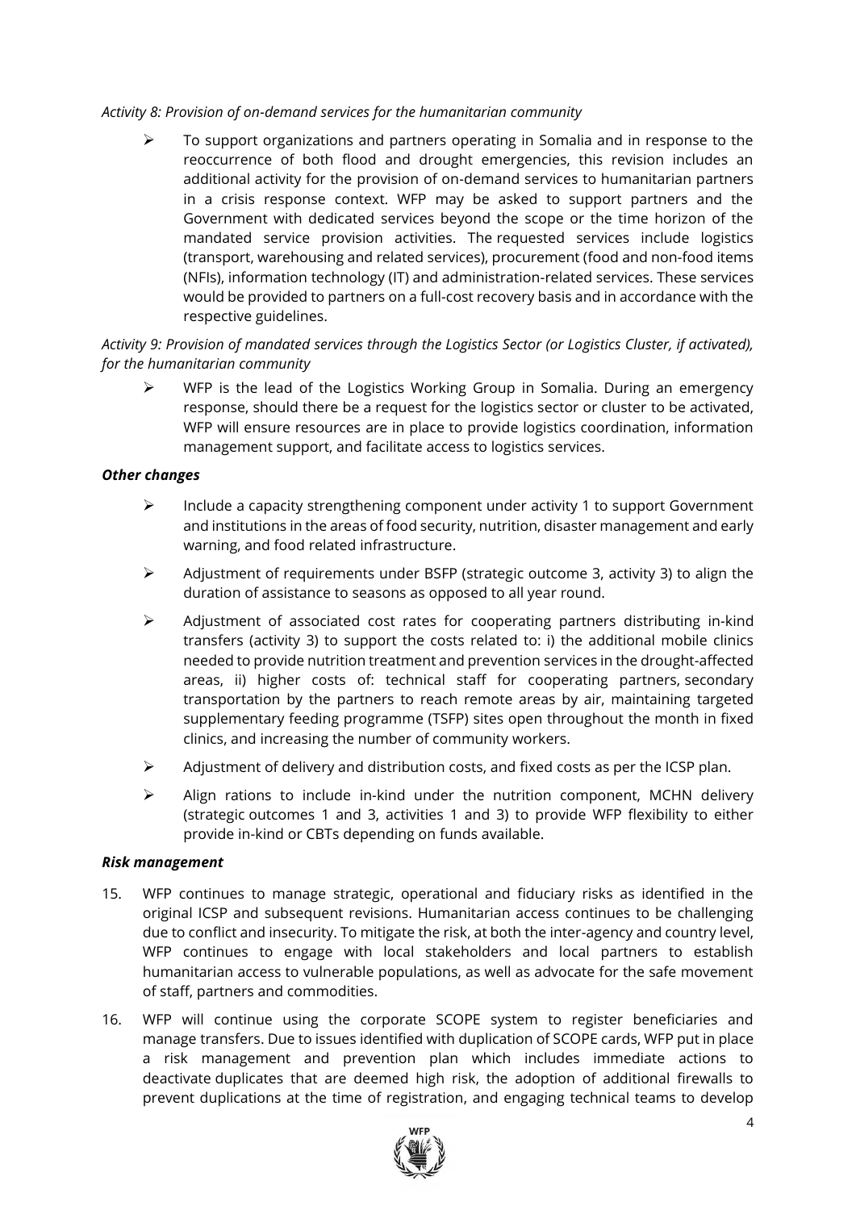*Activity 8: Provision of on-demand services for the humanitarian community*

- To support organizations and partners operating in Somalia and in response to the reoccurrence of both flood and drought emergencies, this revision includes an additional activity for the provision of on-demand services to humanitarian partners in a crisis response context. WFP may be asked to support partners and the Government with dedicated services beyond the scope or the time horizon of the mandated service provision activities. The requested services include logistics (transport, warehousing and related services), procurement (food and non-food items (NFIs), information technology (IT) and administration-related services. These services would be provided to partners on a full-cost recovery basis and in accordance with the respective guidelines.

*Activity 9: Provision of mandated services through the Logistics Sector (or Logistics Cluster, if activated), for the humanitarian community*

- WFP is the lead of the Logistics Working Group in Somalia. During an emergency response, should there be a request for the logistics sector or cluster to be activated, WFP will ensure resources are in place to provide logistics coordination, information management support, and facilitate access to logistics services.

***Other changes***

- Include a capacity strengthening component under activity 1 to support Government and institutions in the areas of food security, nutrition, disaster management and early warning, and food related infrastructure.
- Adjustment of requirements under BSFP (strategic outcome 3, activity 3) to align the duration of assistance to seasons as opposed to all year round.
- Adjustment of associated cost rates for cooperating partners distributing in-kind transfers (activity 3) to support the costs related to: i) the additional mobile clinics needed to provide nutrition treatment and prevention services in the drought-affected areas, ii) higher costs of: technical staff for cooperating partners, secondary transportation by the partners to reach remote areas by air, maintaining targeted supplementary feeding programme (TSFP) sites open throughout the month in fixed clinics, and increasing the number of community workers.
- Adjustment of delivery and distribution costs, and fixed costs as per the ICSP plan.
- Align rations to include in-kind under the nutrition component, MCHN delivery (strategic outcomes 1 and 3, activities 1 and 3) to provide WFP flexibility to either provide in-kind or CBTs depending on funds available.

***Risk management***

15. WFP continues to manage strategic, operational and fiduciary risks as identified in the original ICSP and subsequent revisions. Humanitarian access continues to be challenging due to conflict and insecurity. To mitigate the risk, at both the inter-agency and country level, WFP continues to engage with local stakeholders and local partners to establish humanitarian access to vulnerable populations, as well as advocate for the safe movement of staff, partners and commodities.

16. WFP will continue using the corporate SCOPE system to register beneficiaries and manage transfers. Due to issues identified with duplication of SCOPE cards, WFP put in place a risk management and prevention plan which includes immediate actions to deactivate duplicates that are deemed high risk, the adoption of additional firewalls to prevent duplications at the time of registration, and engaging technical teams to develop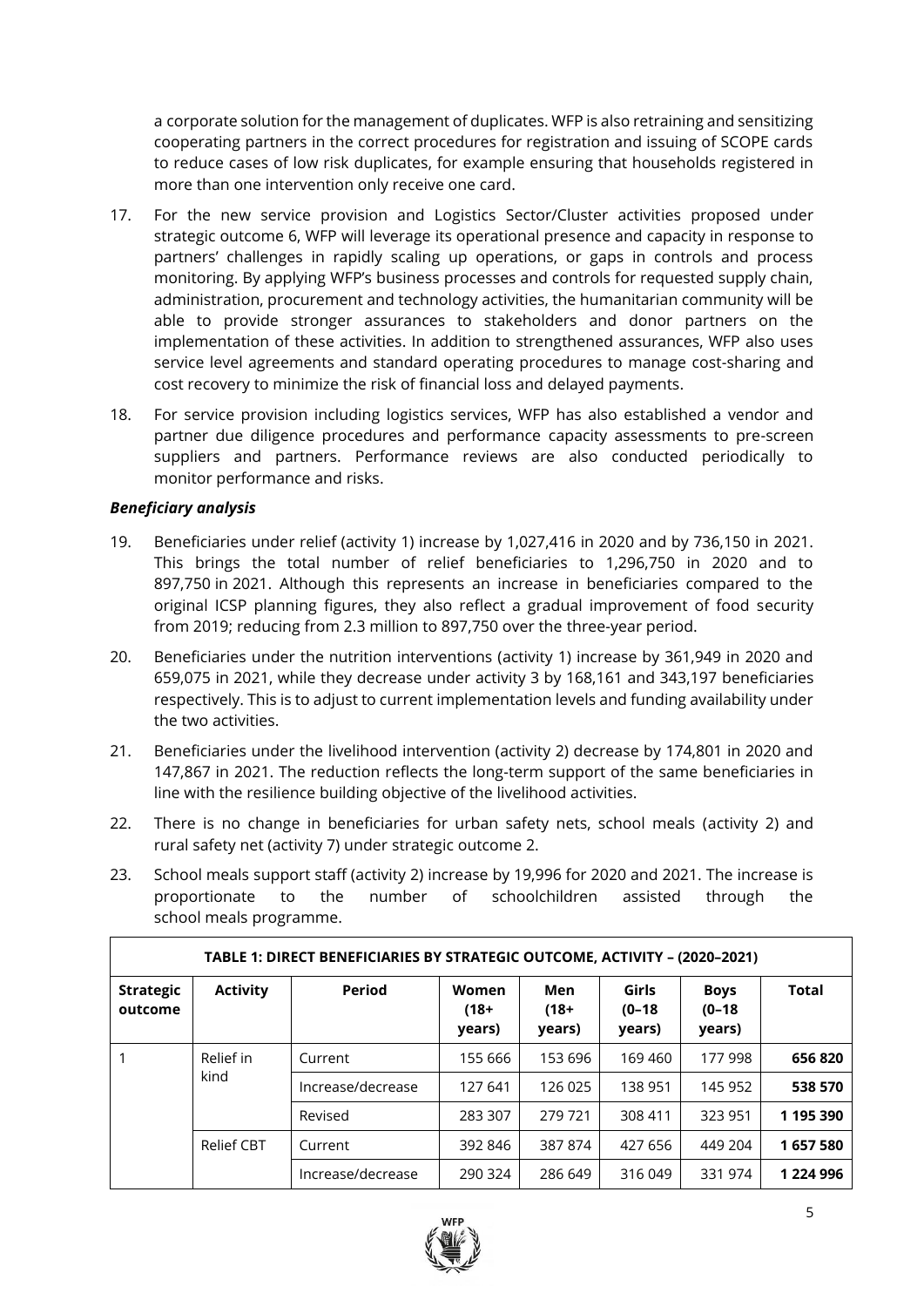a corporate solution for the management of duplicates. WFP is also retraining and sensitizing cooperating partners in the correct procedures for registration and issuing of SCOPE cards to reduce cases of low risk duplicates, for example ensuring that households registered in more than one intervention only receive one card.

17. For the new service provision and Logistics Sector/Cluster activities proposed under strategic outcome 6, WFP will leverage its operational presence and capacity in response to partners' challenges in rapidly scaling up operations, or gaps in controls and process monitoring. By applying WFP's business processes and controls for requested supply chain, administration, procurement and technology activities, the humanitarian community will be able to provide stronger assurances to stakeholders and donor partners on the implementation of these activities. In addition to strengthened assurances, WFP also uses service level agreements and standard operating procedures to manage cost-sharing and cost recovery to minimize the risk of financial loss and delayed payments.

18. For service provision including logistics services, WFP has also established a vendor and partner due diligence procedures and performance capacity assessments to pre-screen suppliers and partners. Performance reviews are also conducted periodically to monitor performance and risks.

***Beneficiary analysis***

19. Beneficiaries under relief (activity 1) increase by 1,027,416 in 2020 and by 736,150 in 2021. This brings the total number of relief beneficiaries to 1,296,750 in 2020 and to 897,750 in 2021. Although this represents an increase in beneficiaries compared to the original ICSP planning figures, they also reflect a gradual improvement of food security from 2019; reducing from 2.3 million to 897,750 over the three-year period.

20. Beneficiaries under the nutrition interventions (activity 1) increase by 361,949 in 2020 and 659,075 in 2021, while they decrease under activity 3 by 168,161 and 343,197 beneficiaries respectively. This is to adjust to current implementation levels and funding availability under the two activities.

21. Beneficiaries under the livelihood intervention (activity 2) decrease by 174,801 in 2020 and 147,867 in 2021. The reduction reflects the long-term support of the same beneficiaries in line with the resilience building objective of the livelihood activities.

22. There is no change in beneficiaries for urban safety nets, school meals (activity 2) and rural safety net (activity 7) under strategic outcome 2.

23. School meals support staff (activity 2) increase by 19,996 for 2020 and 2021. The increase is proportionate to the number of schoolchildren assisted through the school meals programme.

| TABLE 1: DIRECT BENEFICIARIES BY STRATEGIC OUTCOME, ACTIVITY – (2020–2021) | | | | | | | |
|---|---|---|---|---|---|---|---|
| **Strategic outcome** | **Activity** | **Period** | **Women (18+ years)** | **Men (18+ years)** | **Girls (0–18 years)** | **Boys (0–18 years)** | **Total** |
| 1 | Relief in kind | Current | 155 666 | 153 696 | 169 460 | 177 998 | **656 820** |
| | | Increase/decrease | 127 641 | 126 025 | 138 951 | 145 952 | **538 570** |
| | | Revised | 283 307 | 279 721 | 308 411 | 323 951 | **1 195 390** |
| | Relief CBT | Current | 392 846 | 387 874 | 427 656 | 449 204 | **1 657 580** |
| | | Increase/decrease | 290 324 | 286 649 | 316 049 | 331 974 | **1 224 996** |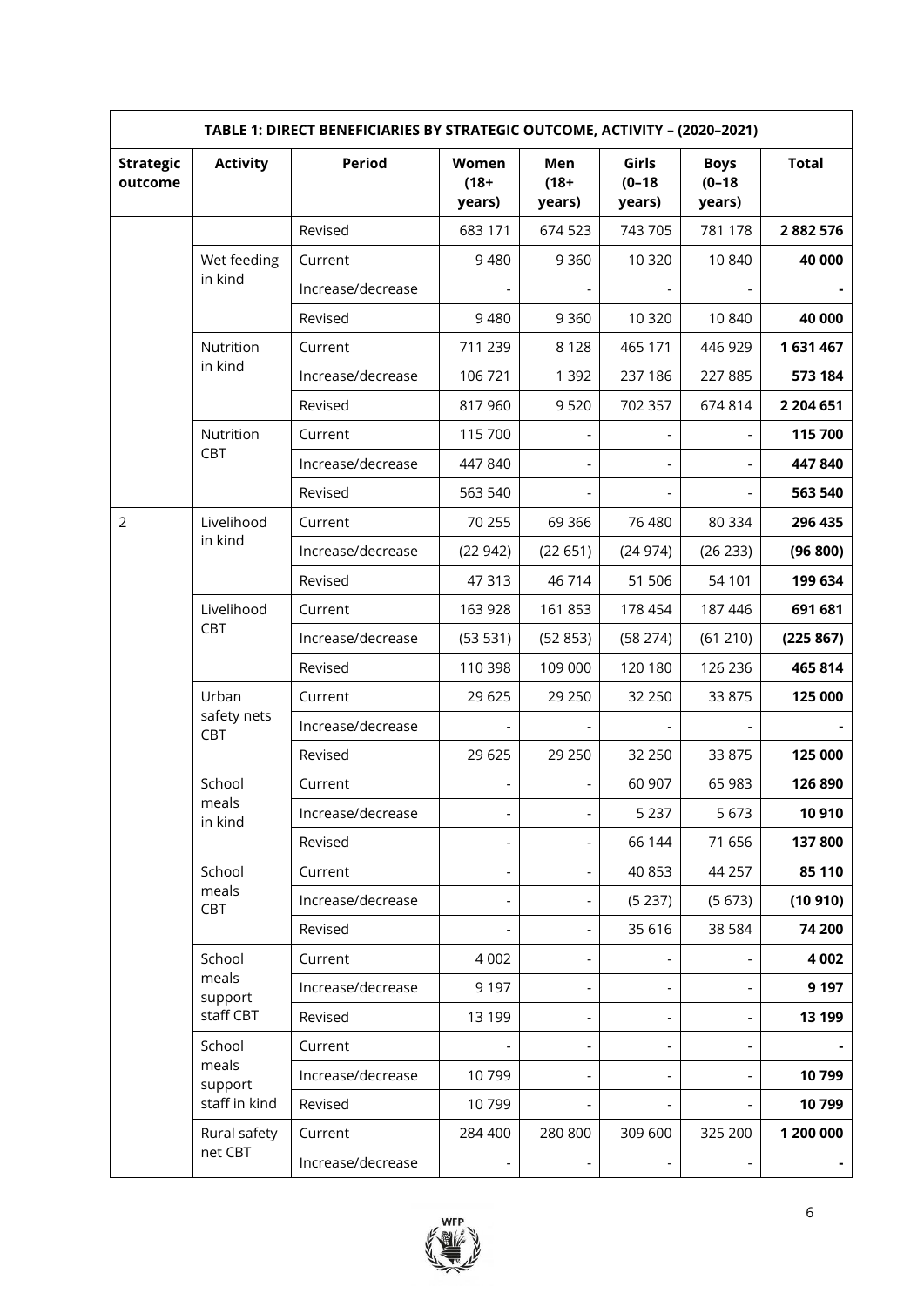| TABLE 1: DIRECT BENEFICIARIES BY STRATEGIC OUTCOME, ACTIVITY – (2020–2021) | | | | | | | |
|---|---|---|---|---|---|---|---|
| **Strategic outcome** | **Activity** | **Period** | **Women (18+ years)** | **Men (18+ years)** | **Girls (0–18 years)** | **Boys (0–18 years)** | **Total** |
| | | Revised | 683 171 | 674 523 | 743 705 | 781 178 | **2 882 576** |
| | Wet feeding in kind | Current | 9 480 | 9 360 | 10 320 | 10 840 | **40 000** |
| | | Increase/decrease | - | - | - | - | **-** |
| | | Revised | 9 480 | 9 360 | 10 320 | 10 840 | **40 000** |
| | Nutrition in kind | Current | 711 239 | 8 128 | 465 171 | 446 929 | **1 631 467** |
| | | Increase/decrease | 106 721 | 1 392 | 237 186 | 227 885 | **573 184** |
| | | Revised | 817 960 | 9 520 | 702 357 | 674 814 | **2 204 651** |
| | Nutrition CBT | Current | 115 700 | - | - | - | **115 700** |
| | | Increase/decrease | 447 840 | - | - | - | **447 840** |
| | | Revised | 563 540 | - | - | - | **563 540** |
| 2 | Livelihood in kind | Current | 70 255 | 69 366 | 76 480 | 80 334 | **296 435** |
| | | Increase/decrease | (22 942) | (22 651) | (24 974) | (26 233) | **(96 800)** |
| | | Revised | 47 313 | 46 714 | 51 506 | 54 101 | **199 634** |
| | Livelihood CBT | Current | 163 928 | 161 853 | 178 454 | 187 446 | **691 681** |
| | | Increase/decrease | (53 531) | (52 853) | (58 274) | (61 210) | **(225 867)** |
| | | Revised | 110 398 | 109 000 | 120 180 | 126 236 | **465 814** |
| | Urban safety nets CBT | Current | 29 625 | 29 250 | 32 250 | 33 875 | **125 000** |
| | | Increase/decrease | - | - | - | - | **-** |
| | | Revised | 29 625 | 29 250 | 32 250 | 33 875 | **125 000** |
| | School meals in kind | Current | - | - | 60 907 | 65 983 | **126 890** |
| | | Increase/decrease | - | - | 5 237 | 5 673 | **10 910** |
| | | Revised | - | - | 66 144 | 71 656 | **137 800** |
| | School meals CBT | Current | - | - | 40 853 | 44 257 | **85 110** |
| | | Increase/decrease | - | - | (5 237) | (5 673) | **(10 910)** |
| | | Revised | - | - | 35 616 | 38 584 | **74 200** |
| | School meals support staff CBT | Current | 4 002 | - | - | - | **4 002** |
| | | Increase/decrease | 9 197 | - | - | - | **9 197** |
| | | Revised | 13 199 | - | - | - | **13 199** |
| | School meals support staff in kind | Current | - | - | - | - | **-** |
| | | Increase/decrease | 10 799 | - | - | - | **10 799** |
| | | Revised | 10 799 | - | - | - | **10 799** |
| | Rural safety net CBT | Current | 284 400 | 280 800 | 309 600 | 325 200 | **1 200 000** |
| | | Increase/decrease | - | - | - | - | **-** |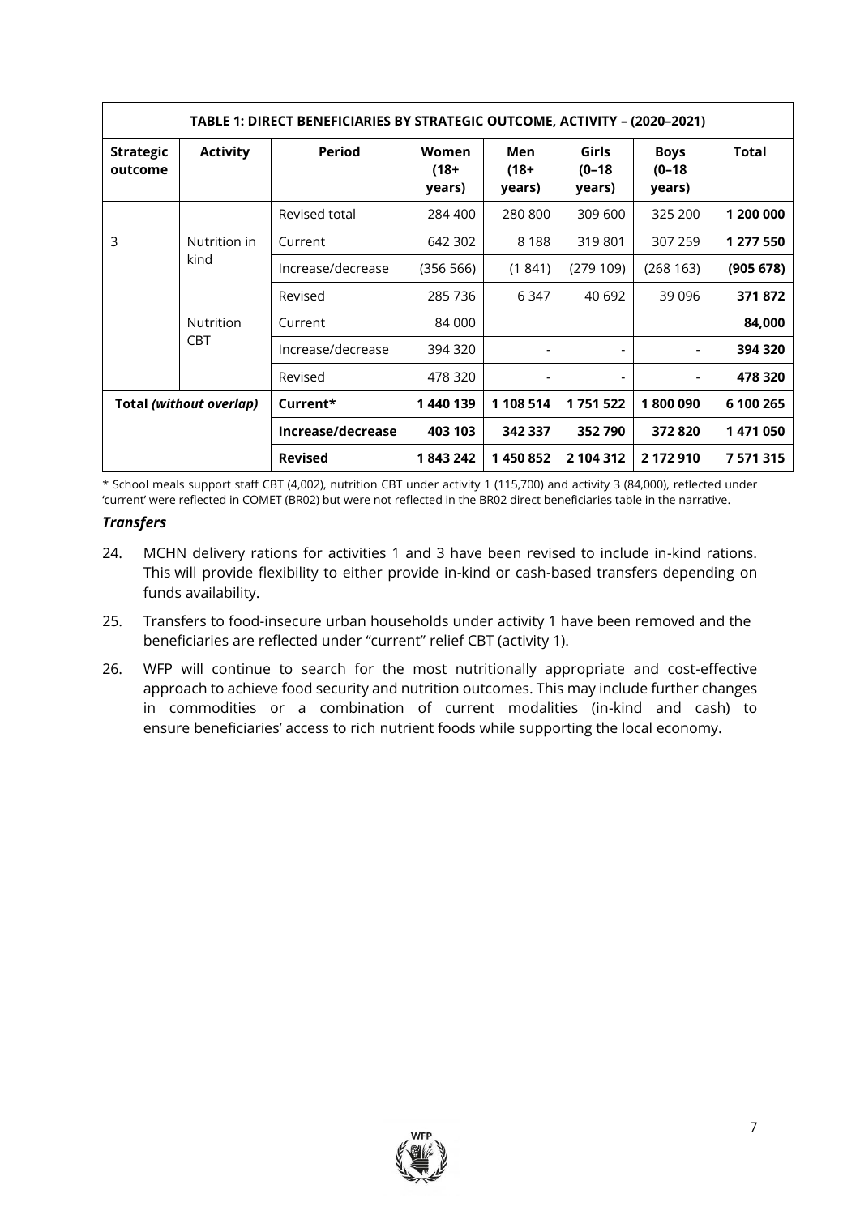| TABLE 1: DIRECT BENEFICIARIES BY STRATEGIC OUTCOME, ACTIVITY – (2020–2021) | | | | | | | |
|---|---|---|---|---|---|---|---|
| **Strategic outcome** | **Activity** | **Period** | **Women (18+ years)** | **Men (18+ years)** | **Girls (0–18 years)** | **Boys (0–18 years)** | **Total** |
| | | Revised total | 284 400 | 280 800 | 309 600 | 325 200 | **1 200 000** |
| 3 | Nutrition in kind | Current | 642 302 | 8 188 | 319 801 | 307 259 | **1 277 550** |
| | | Increase/decrease | (356 566) | (1 841) | (279 109) | (268 163) | **(905 678)** |
| | | Revised | 285 736 | 6 347 | 40 692 | 39 096 | **371 872** |
| | Nutrition CBT | Current | 84 000 | | | | **84,000** |
| | | Increase/decrease | 394 320 | - | - | - | **394 320** |
| | | Revised | 478 320 | - | - | - | **478 320** |
| **Total *(without overlap)*** | | **Current*** | **1 440 139** | **1 108 514** | **1 751 522** | **1 800 090** | **6 100 265** |
| | | **Increase/decrease** | **403 103** | **342 337** | **352 790** | **372 820** | **1 471 050** |
| | | **Revised** | **1 843 242** | **1 450 852** | **2 104 312** | **2 172 910** | **7 571 315** |

\* School meals support staff CBT (4,002), nutrition CBT under activity 1 (115,700) and activity 3 (84,000), reflected under 'current' were reflected in COMET (BR02) but were not reflected in the BR02 direct beneficiaries table in the narrative.

### *Transfers*

24. MCHN delivery rations for activities 1 and 3 have been revised to include in-kind rations. This will provide flexibility to either provide in-kind or cash-based transfers depending on funds availability.

25. Transfers to food-insecure urban households under activity 1 have been removed and the beneficiaries are reflected under "current" relief CBT (activity 1).

26. WFP will continue to search for the most nutritionally appropriate and cost-effective approach to achieve food security and nutrition outcomes. This may include further changes in commodities or a combination of current modalities (in-kind and cash) to ensure beneficiaries' access to rich nutrient foods while supporting the local economy.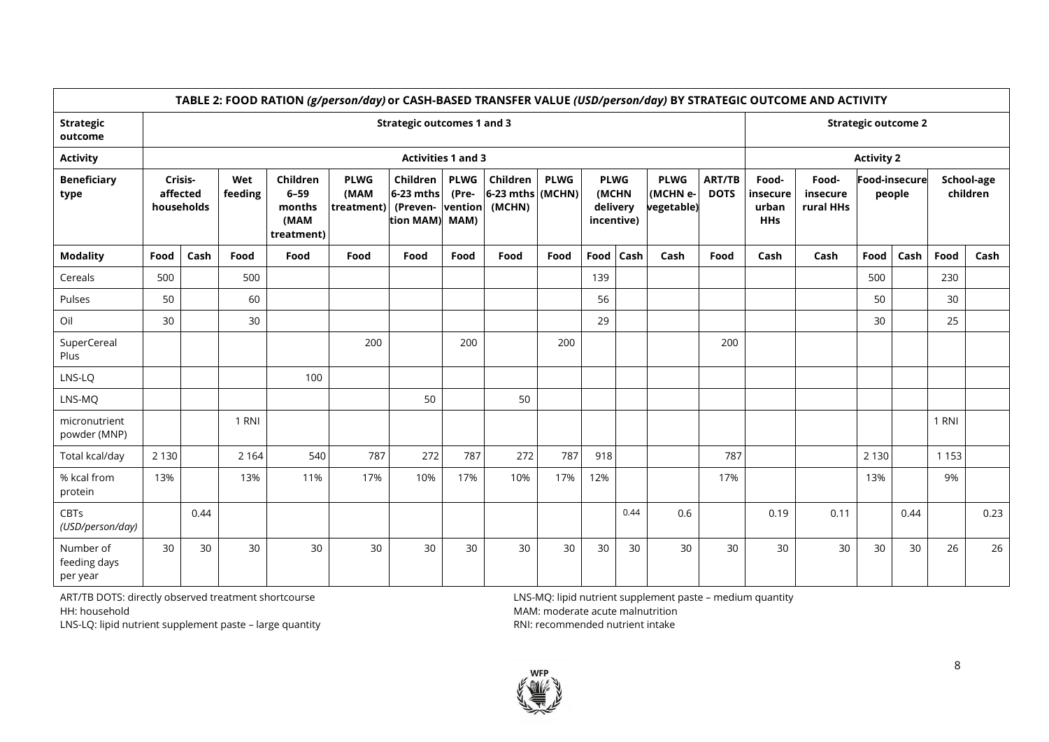| TABLE 2: FOOD RATION *(g/person/day)* or CASH-BASED TRANSFER VALUE *(USD/person/day)* BY STRATEGIC OUTCOME AND ACTIVITY | | | | | | | | | | | | | | | | | | | | |
|---|---|---|---|---|---|---|---|---|---|---|---|---|---|---|---|---|---|---|---|---|
| **Strategic outcome** | **Strategic outcomes 1 and 3** | | | | | | | | | | | | | **Strategic outcome 2** | | | | | | |
| **Activity** | **Activities 1 and 3** | | | | | | | | | | | | | **Activity 2** | | | | | | |
| **Beneficiary type** | **Crisis-affected households** | | **Wet feeding** | **Children 6–59 months (MAM treatment)** | **PLWG (MAM treatment)** | **Children 6-23 mths (Prevention MAM)** | **PLWG (Prevention MAM)** | **Children 6-23 mths (MCHN)** | **PLWG (MCHN)** | **PLWG (MCHN delivery incentive)** | | **PLWG (MCHN e-vegetable)** | **ART/TB DOTS** | **Food-insecure urban HHs** | **Food-insecure rural HHs** | **Food-insecure people** | | **School-age children** | |
| **Modality** | **Food** | **Cash** | **Food** | **Food** | **Food** | **Food** | **Food** | **Food** | **Food** | **Food** | **Cash** | **Cash** | **Food** | **Cash** | **Cash** | **Food** | **Cash** | **Food** | **Cash** |
| Cereals | 500 | | 500 | | | | | | | 139 | | | | | | 500 | | 230 | |
| Pulses | 50 | | 60 | | | | | | | 56 | | | | | | 50 | | 30 | |
| Oil | 30 | | 30 | | | | | | | 29 | | | | | | 30 | | 25 | |
| SuperCereal Plus | | | | | 200 | | 200 | | 200 | | | | 200 | | | | | | |
| LNS-LQ | | | | 100 | | | | | | | | | | | | | | | |
| LNS-MQ | | | | | | 50 | | 50 | | | | | | | | | | | |
| micronutrient powder (MNP) | | | 1 RNI | | | | | | | | | | | | | | | 1 RNI | |
| Total kcal/day | 2 130 | | 2 164 | 540 | 787 | 272 | 787 | 272 | 787 | 918 | | | 787 | | | 2 130 | | 1 153 | |
| % kcal from protein | 13% | | 13% | 11% | 17% | 10% | 17% | 10% | 17% | 12% | | | 17% | | | 13% | | 9% | |
| CBTs *(USD/person/day)* | | 0.44 | | | | | | | | | 0.44 | 0.6 | | 0.19 | 0.11 | | 0.44 | | 0.23 |
| Number of feeding days per year | 30 | 30 | 30 | 30 | 30 | 30 | 30 | 30 | 30 | 30 | 30 | 30 | 30 | 30 | 30 | 30 | 30 | 26 | 26 |

ART/TB DOTS: directly observed treatment shortcourse
HH: household
LNS-LQ: lipid nutrient supplement paste – large quantity
LNS-MQ: lipid nutrient supplement paste – medium quantity
MAM: moderate acute malnutrition
RNI: recommended nutrient intake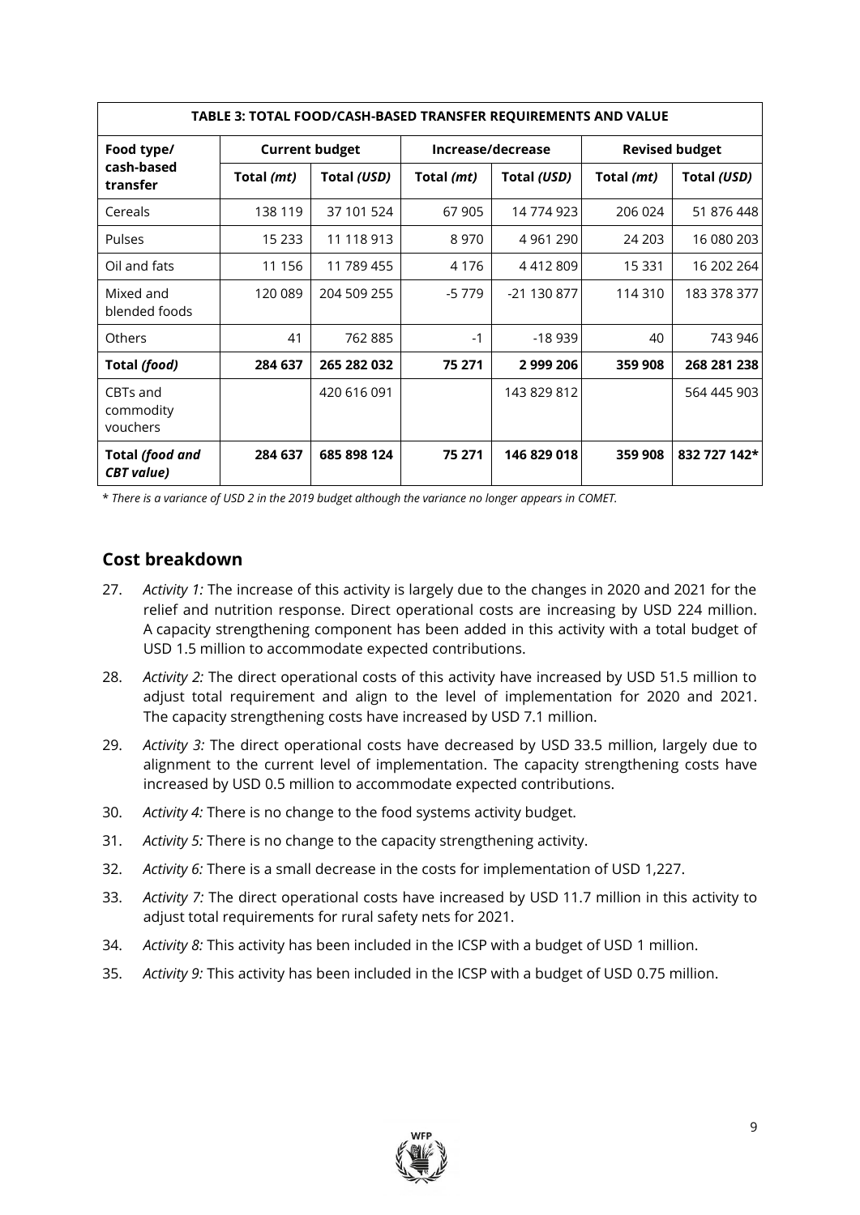| TABLE 3: TOTAL FOOD/CASH-BASED TRANSFER REQUIREMENTS AND VALUE | | | | | | |
|---|---|---|---|---|---|---|
| **Food type/ cash-based transfer** | **Current budget** | | **Increase/decrease** | | **Revised budget** | |
| | **Total *(mt)*** | **Total *(USD)*** | **Total *(mt)*** | **Total *(USD)*** | **Total *(mt)*** | **Total *(USD)*** |
| Cereals | 138 119 | 37 101 524 | 67 905 | 14 774 923 | 206 024 | 51 876 448 |
| Pulses | 15 233 | 11 118 913 | 8 970 | 4 961 290 | 24 203 | 16 080 203 |
| Oil and fats | 11 156 | 11 789 455 | 4 176 | 4 412 809 | 15 331 | 16 202 264 |
| Mixed and blended foods | 120 089 | 204 509 255 | -5 779 | -21 130 877 | 114 310 | 183 378 377 |
| Others | 41 | 762 885 | -1 | -18 939 | 40 | 743 946 |
| **Total *(food)*** | **284 637** | **265 282 032** | **75 271** | **2 999 206** | **359 908** | **268 281 238** |
| CBTs and commodity vouchers | | 420 616 091 | | 143 829 812 | | 564 445 903 |
| **Total *(food and CBT value)*** | **284 637** | **685 898 124** | **75 271** | **146 829 018** | **359 908** | **832 727 142*** |

* *There is a variance of USD 2 in the 2019 budget although the variance no longer appears in COMET.*

## Cost breakdown

27. *Activity 1:* The increase of this activity is largely due to the changes in 2020 and 2021 for the relief and nutrition response. Direct operational costs are increasing by USD 224 million. A capacity strengthening component has been added in this activity with a total budget of USD 1.5 million to accommodate expected contributions.

28. *Activity 2:* The direct operational costs of this activity have increased by USD 51.5 million to adjust total requirement and align to the level of implementation for 2020 and 2021. The capacity strengthening costs have increased by USD 7.1 million.

29. *Activity 3:* The direct operational costs have decreased by USD 33.5 million, largely due to alignment to the current level of implementation. The capacity strengthening costs have increased by USD 0.5 million to accommodate expected contributions.

30. *Activity 4:* There is no change to the food systems activity budget.

31. *Activity 5:* There is no change to the capacity strengthening activity.

32. *Activity 6:* There is a small decrease in the costs for implementation of USD 1,227.

33. *Activity 7:* The direct operational costs have increased by USD 11.7 million in this activity to adjust total requirements for rural safety nets for 2021.

34. *Activity 8:* This activity has been included in the ICSP with a budget of USD 1 million.

35. *Activity 9:* This activity has been included in the ICSP with a budget of USD 0.75 million.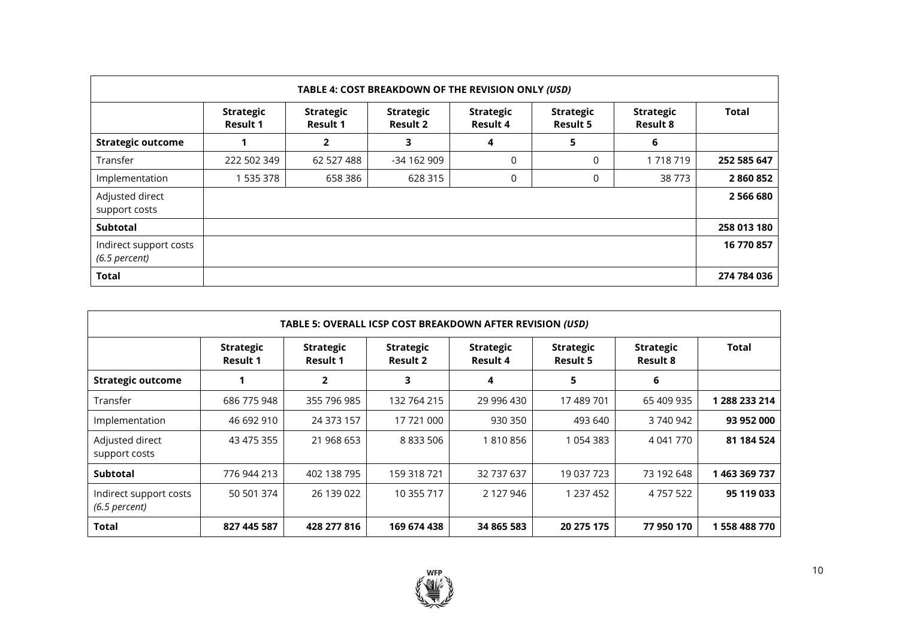| TABLE 4: COST BREAKDOWN OF THE REVISION ONLY *(USD)* | | | | | | | |
|---|---|---|---|---|---|---|---|
| | **Strategic Result 1** | **Strategic Result 1** | **Strategic Result 2** | **Strategic Result 4** | **Strategic Result 5** | **Strategic Result 8** | **Total** |
| **Strategic outcome** | **1** | **2** | **3** | **4** | **5** | **6** | |
| Transfer | 222 502 349 | 62 527 488 | -34 162 909 | 0 | 0 | 1 718 719 | **252 585 647** |
| Implementation | 1 535 378 | 658 386 | 628 315 | 0 | 0 | 38 773 | **2 860 852** |
| Adjusted direct support costs | | | | | | | **2 566 680** |
| **Subtotal** | | | | | | | **258 013 180** |
| Indirect support costs *(6.5 percent)* | | | | | | | **16 770 857** |
| **Total** | | | | | | | **274 784 036** |

| TABLE 5: OVERALL ICSP COST BREAKDOWN AFTER REVISION *(USD)* | | | | | | | |
|---|---|---|---|---|---|---|---|
| | **Strategic Result 1** | **Strategic Result 1** | **Strategic Result 2** | **Strategic Result 4** | **Strategic Result 5** | **Strategic Result 8** | **Total** |
| **Strategic outcome** | **1** | **2** | **3** | **4** | **5** | **6** | |
| Transfer | 686 775 948 | 355 796 985 | 132 764 215 | 29 996 430 | 17 489 701 | 65 409 935 | **1 288 233 214** |
| Implementation | 46 692 910 | 24 373 157 | 17 721 000 | 930 350 | 493 640 | 3 740 942 | **93 952 000** |
| Adjusted direct support costs | 43 475 355 | 21 968 653 | 8 833 506 | 1 810 856 | 1 054 383 | 4 041 770 | **81 184 524** |
| **Subtotal** | 776 944 213 | 402 138 795 | 159 318 721 | 32 737 637 | 19 037 723 | 73 192 648 | **1 463 369 737** |
| Indirect support costs *(6.5 percent)* | 50 501 374 | 26 139 022 | 10 355 717 | 2 127 946 | 1 237 452 | 4 757 522 | **95 119 033** |
| **Total** | **827 445 587** | **428 277 816** | **169 674 438** | **34 865 583** | **20 275 175** | **77 950 170** | **1 558 488 770** |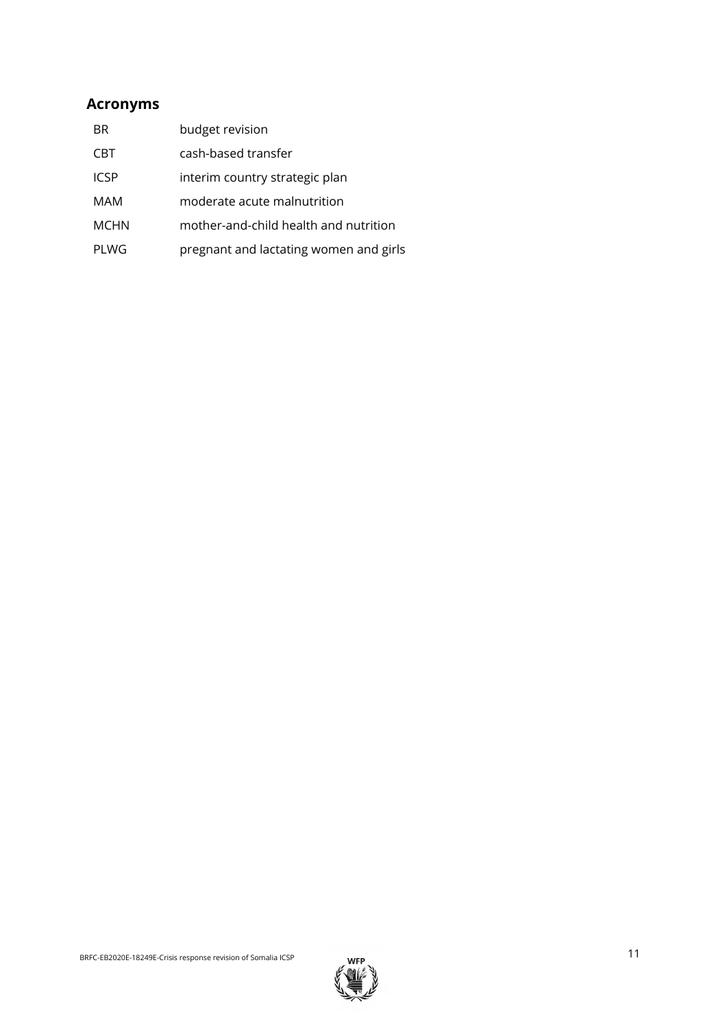## Acronyms

| | |
|---|---|
| BR | budget revision |
| CBT | cash-based transfer |
| ICSP | interim country strategic plan |
| MAM | moderate acute malnutrition |
| MCHN | mother-and-child health and nutrition |
| PLWG | pregnant and lactating women and girls |